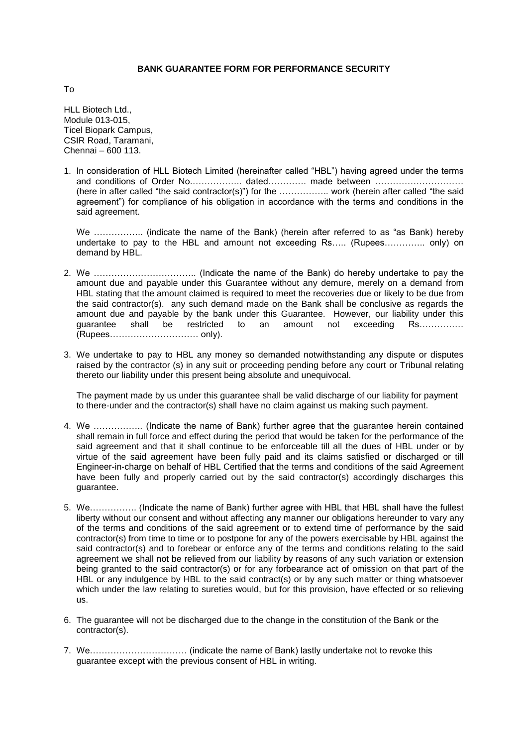**BANK GUARANTEE FORM FOR PERFORMANCE SECURITY**

To

HLL Biotech Ltd.,
Module 013-015,
Ticel Biopark Campus,
CSIR Road, Taramani,
Chennai – 600 113.

1. In consideration of HLL Biotech Limited (hereinafter called "HBL") having agreed under the terms and conditions of Order No.…………….. dated………… made between ………………………… (here in after called "the said contractor(s)") for the …………….. work (herein after called "the said agreement") for compliance of his obligation in accordance with the terms and conditions in the said agreement.

   We …………….. (indicate the name of the Bank) (herein after referred to as "as Bank) hereby undertake to pay to the HBL and amount not exceeding Rs….. (Rupees………….. only) on demand by HBL.

2. We …………………………….. (Indicate the name of the Bank) do hereby undertake to pay the amount due and payable under this Guarantee without any demure, merely on a demand from HBL stating that the amount claimed is required to meet the recoveries due or likely to be due from the said contractor(s). any such demand made on the Bank shall be conclusive as regards the amount due and payable by the bank under this Guarantee. However, our liability under this guarantee shall be restricted to an amount not exceeding Rs…………… (Rupees………………………… only).

3. We undertake to pay to HBL any money so demanded notwithstanding any dispute or disputes raised by the contractor (s) in any suit or proceeding pending before any court or Tribunal relating thereto our liability under this present being absolute and unequivocal.

   The payment made by us under this guarantee shall be valid discharge of our liability for payment to there-under and the contractor(s) shall have no claim against us making such payment.

4. We …………….. (Indicate the name of Bank) further agree that the guarantee herein contained shall remain in full force and effect during the period that would be taken for the performance of the said agreement and that it shall continue to be enforceable till all the dues of HBL under or by virtue of the said agreement have been fully paid and its claims satisfied or discharged or till Engineer-in-charge on behalf of HBL Certified that the terms and conditions of the said Agreement have been fully and properly carried out by the said contractor(s) accordingly discharges this guarantee.

5. We……………. (Indicate the name of Bank) further agree with HBL that HBL shall have the fullest liberty without our consent and without affecting any manner our obligations hereunder to vary any of the terms and conditions of the said agreement or to extend time of performance by the said contractor(s) from time to time or to postpone for any of the powers exercisable by HBL against the said contractor(s) and to forebear or enforce any of the terms and conditions relating to the said agreement we shall not be relieved from our liability by reasons of any such variation or extension being granted to the said contractor(s) or for any forbearance act of omission on that part of the HBL or any indulgence by HBL to the said contract(s) or by any such matter or thing whatsoever which under the law relating to sureties would, but for this provision, have effected or so relieving us.

6. The guarantee will not be discharged due to the change in the constitution of the Bank or the contractor(s).

7. We…………………………… (indicate the name of Bank) lastly undertake not to revoke this guarantee except with the previous consent of HBL in writing.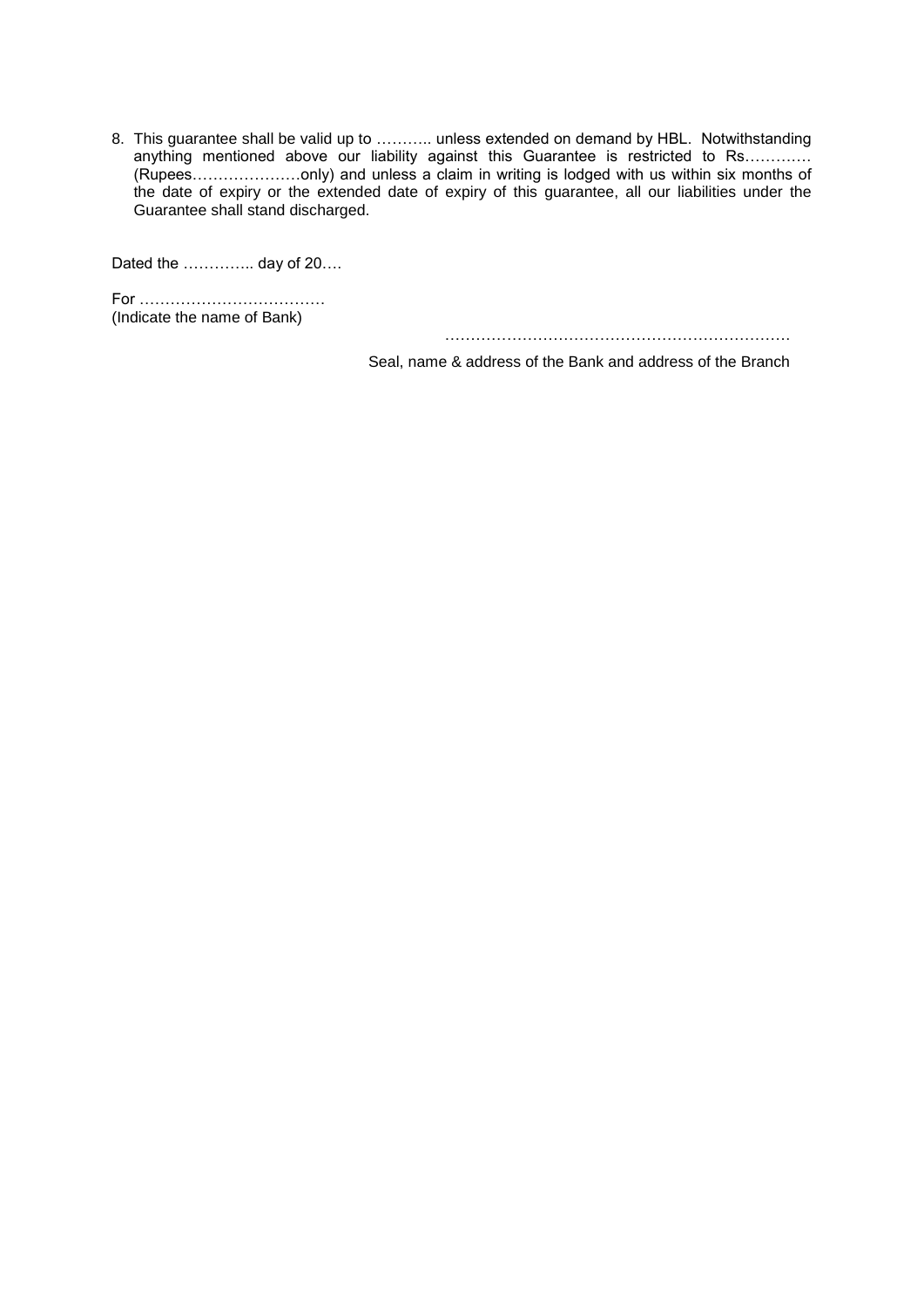8. This guarantee shall be valid up to ……….. unless extended on demand by HBL. Notwithstanding anything mentioned above our liability against this Guarantee is restricted to Rs…………. (Rupees…………………only) and unless a claim in writing is lodged with us within six months of the date of expiry or the extended date of expiry of this guarantee, all our liabilities under the Guarantee shall stand discharged.

Dated the ………….. day of 20….

For ………………………………
(Indicate the name of Bank)

…………………………………………………………

Seal, name & address of the Bank and address of the Branch